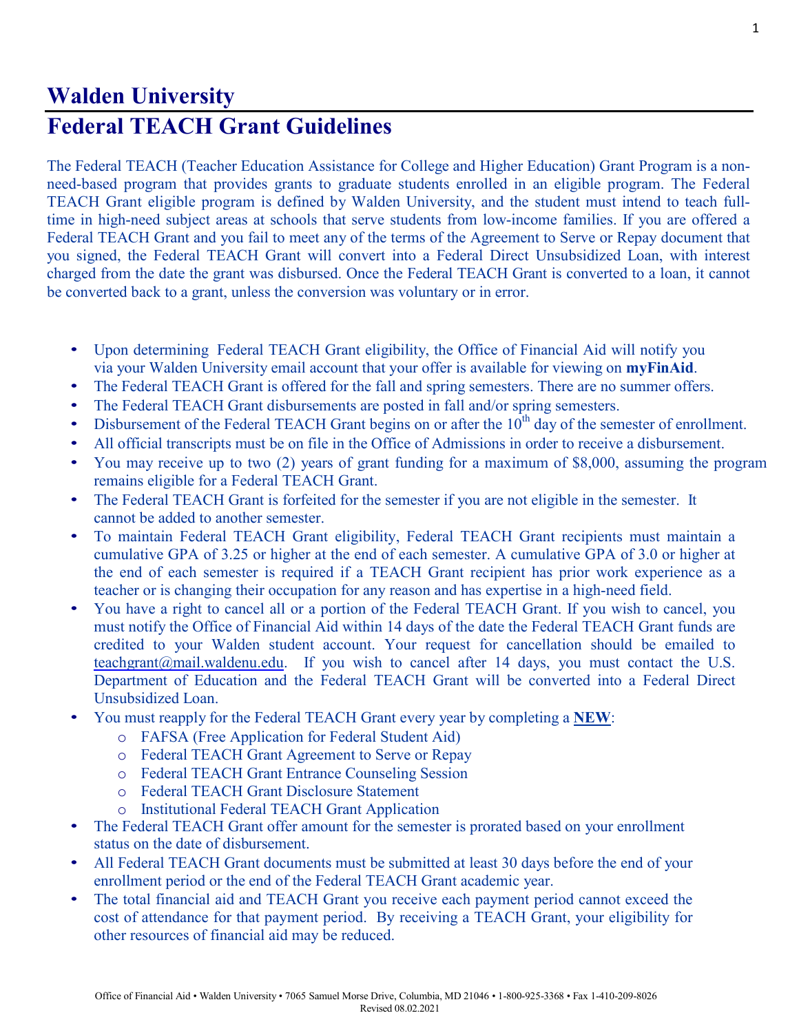# Walden University

# Federal TEACH Grant Guidelines

The Federal TEACH (Teacher Education Assistance for College and Higher Education) Grant Program is a non-need-based program that provides grants to graduate students enrolled in an eligible program. The Federal TEACH Grant eligible program is defined by Walden University, and the student must intend to teach full-time in high-need subject areas at schools that serve students from low-income families. If you are offered a Federal TEACH Grant and you fail to meet any of the terms of the Agreement to Serve or Repay document that you signed, the Federal TEACH Grant will convert into a Federal Direct Unsubsidized Loan, with interest charged from the date the grant was disbursed. Once the Federal TEACH Grant is converted to a loan, it cannot be converted back to a grant, unless the conversion was voluntary or in error.

- Upon determining Federal TEACH Grant eligibility, the Office of Financial Aid will notify you via your Walden University email account that your offer is available for viewing on **myFinAid**.
- The Federal TEACH Grant is offered for the fall and spring semesters. There are no summer offers.
- The Federal TEACH Grant disbursements are posted in fall and/or spring semesters.
- Disbursement of the Federal TEACH Grant begins on or after the 10th day of the semester of enrollment.
- All official transcripts must be on file in the Office of Admissions in order to receive a disbursement.
- You may receive up to two (2) years of grant funding for a maximum of $8,000, assuming the program remains eligible for a Federal TEACH Grant.
- The Federal TEACH Grant is forfeited for the semester if you are not eligible in the semester. It cannot be added to another semester.
- To maintain Federal TEACH Grant eligibility, Federal TEACH Grant recipients must maintain a cumulative GPA of 3.25 or higher at the end of each semester. A cumulative GPA of 3.0 or higher at the end of each semester is required if a TEACH Grant recipient has prior work experience as a teacher or is changing their occupation for any reason and has expertise in a high-need field.
- You have a right to cancel all or a portion of the Federal TEACH Grant. If you wish to cancel, you must notify the Office of Financial Aid within 14 days of the date the Federal TEACH Grant funds are credited to your Walden student account. Your request for cancellation should be emailed to teachgrant@mail.waldenu.edu. If you wish to cancel after 14 days, you must contact the U.S. Department of Education and the Federal TEACH Grant will be converted into a Federal Direct Unsubsidized Loan.
- You must reapply for the Federal TEACH Grant every year by completing a **NEW**:
  - FAFSA (Free Application for Federal Student Aid)
  - Federal TEACH Grant Agreement to Serve or Repay
  - Federal TEACH Grant Entrance Counseling Session
  - Federal TEACH Grant Disclosure Statement
  - Institutional Federal TEACH Grant Application
- The Federal TEACH Grant offer amount for the semester is prorated based on your enrollment status on the date of disbursement.
- All Federal TEACH Grant documents must be submitted at least 30 days before the end of your enrollment period or the end of the Federal TEACH Grant academic year.
- The total financial aid and TEACH Grant you receive each payment period cannot exceed the cost of attendance for that payment period. By receiving a TEACH Grant, your eligibility for other resources of financial aid may be reduced.

Office of Financial Aid • Walden University • 7065 Samuel Morse Drive, Columbia, MD 21046 • 1-800-925-3368 • Fax 1-410-209-8026
Revised 08.02.2021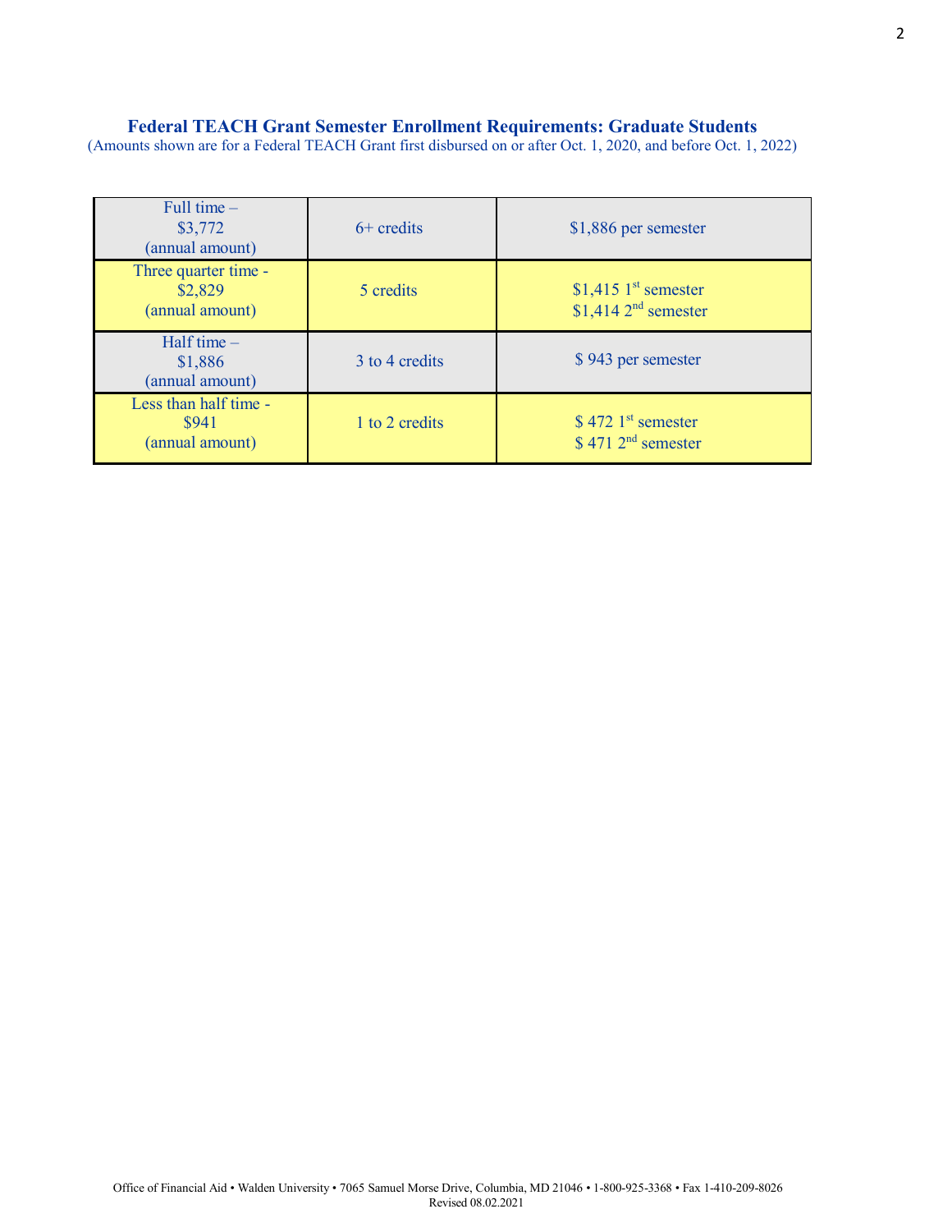**Federal TEACH Grant Semester Enrollment Requirements: Graduate Students**

(Amounts shown are for a Federal TEACH Grant first disbursed on or after Oct. 1, 2020, and before Oct. 1, 2022)

| | | |
|---|---|---|
| Full time – $3,772 (annual amount) | 6+ credits | $1,886 per semester |
| Three quarter time - $2,829 (annual amount) | 5 credits | $1,415 1st semester<br>$1,414 2nd semester |
| Half time – $1,886 (annual amount) | 3 to 4 credits | $ 943 per semester |
| Less than half time - $941 (annual amount) | 1 to 2 credits | $ 472 1st semester<br>$ 471 2nd semester |

Office of Financial Aid • Walden University • 7065 Samuel Morse Drive, Columbia, MD 21046 • 1-800-925-3368 • Fax 1-410-209-8026
Revised 08.02.2021